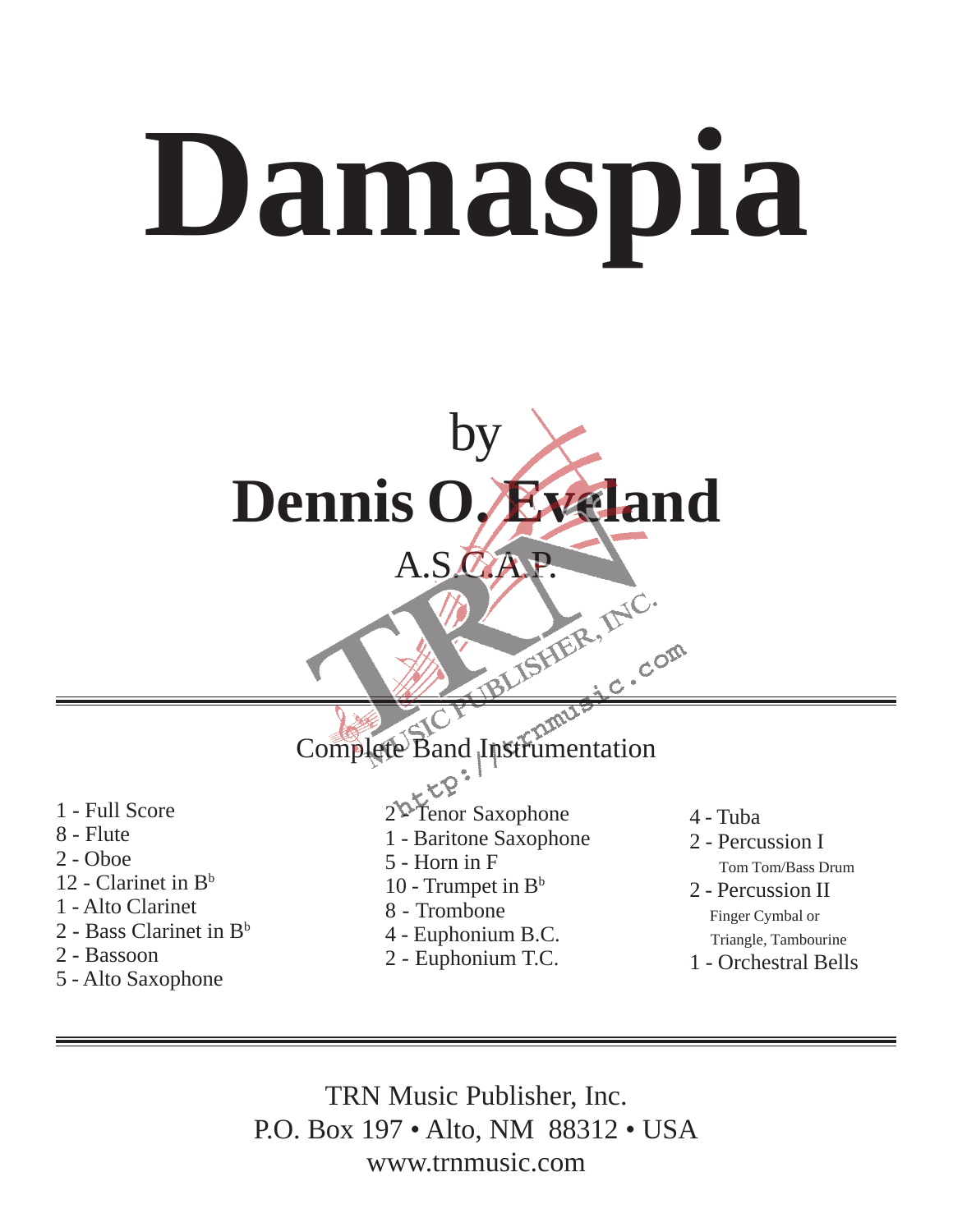# Damaspia

by

## Dennis O. Eveland

A.S.C.A.P.

---

### Complete Band Instrumentation

- 1 - Full Score
- 8 - Flute
- 2 - Oboe
- 12 - Clarinet in B$^b$
- 1 - Alto Clarinet
- 2 - Bass Clarinet in B$^b$
- 2 - Bassoon
- 5 - Alto Saxophone
- 2 - Tenor Saxophone
- 1 - Baritone Saxophone
- 5 - Horn in F
- 10 - Trumpet in B$^b$
- 8 - Trombone
- 4 - Euphonium B.C.
- 2 - Euphonium T.C.
- 4 - Tuba
- 2 - Percussion I
  - Tom Tom/Bass Drum
- 2 - Percussion II
  - Finger Cymbal or Triangle, Tambourine
- 1 - Orchestral Bells

---

TRN Music Publisher, Inc.
P.O. Box 197 • Alto, NM 88312 • USA
www.trnmusic.com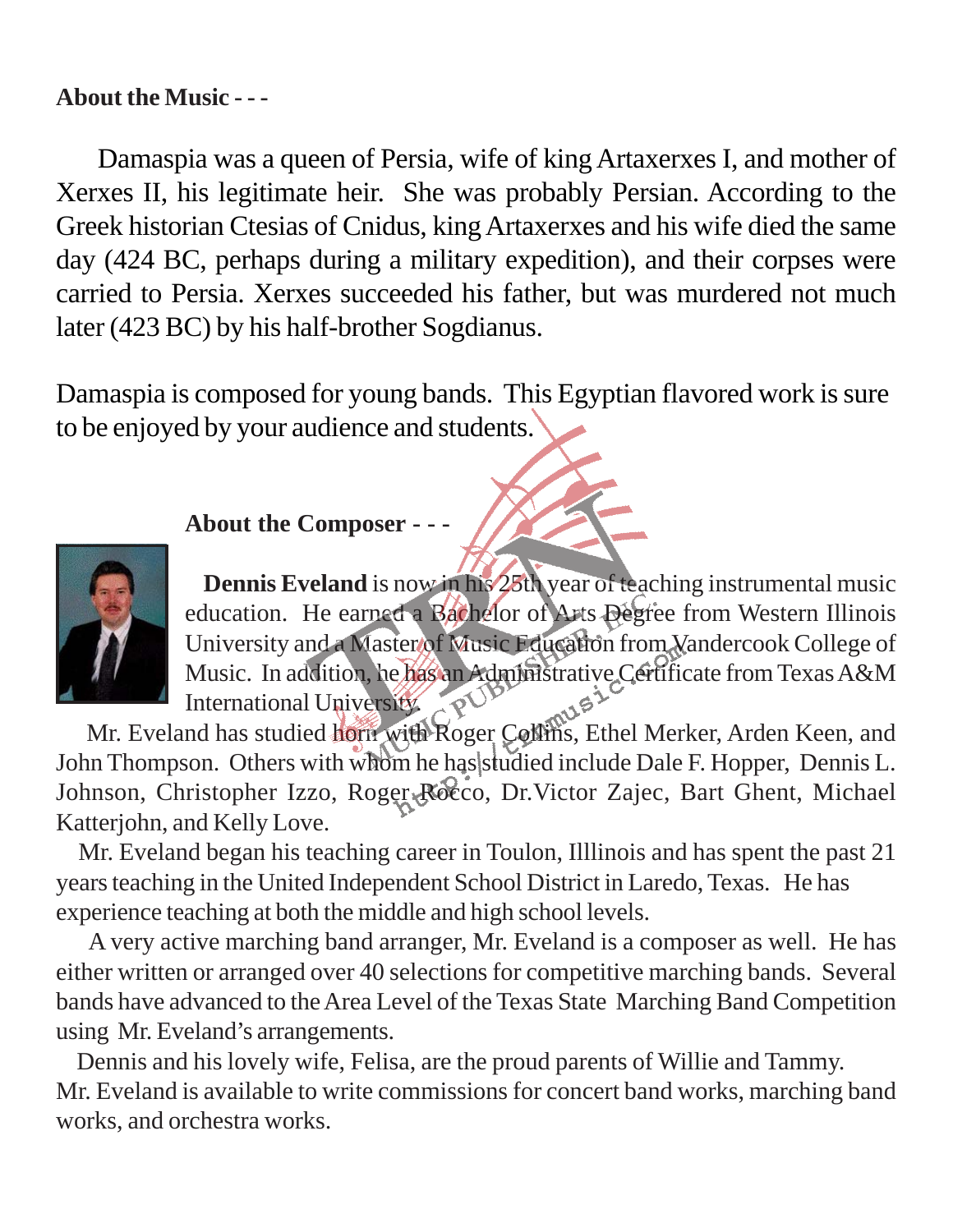**About the Music - - -**

Damaspia was a queen of Persia, wife of king Artaxerxes I, and mother of Xerxes II, his legitimate heir. She was probably Persian. According to the Greek historian Ctesias of Cnidus, king Artaxerxes and his wife died the same day (424 BC, perhaps during a military expedition), and their corpses were carried to Persia. Xerxes succeeded his father, but was murdered not much later (423 BC) by his half-brother Sogdianus.

Damaspia is composed for young bands. This Egyptian flavored work is sure to be enjoyed by your audience and students.

**About the Composer - - -**

**Dennis Eveland** is now in his 25th year of teaching instrumental music education. He earned a Bachelor of Arts Degree from Western Illinois University and a Master of Music Education from Vandercook College of Music. In addition, he has an Administrative Certificate from Texas A&M International University.

Mr. Eveland has studied horn with Roger Collins, Ethel Merker, Arden Keen, and John Thompson. Others with whom he has studied include Dale F. Hopper, Dennis L. Johnson, Christopher Izzo, Roger Rocco, Dr.Victor Zajec, Bart Ghent, Michael Katterjohn, and Kelly Love.

Mr. Eveland began his teaching career in Toulon, Illlinois and has spent the past 21 years teaching in the United Independent School District in Laredo, Texas. He has experience teaching at both the middle and high school levels.

A very active marching band arranger, Mr. Eveland is a composer as well. He has either written or arranged over 40 selections for competitive marching bands. Several bands have advanced to the Area Level of the Texas State Marching Band Competition using Mr. Eveland's arrangements.

Dennis and his lovely wife, Felisa, are the proud parents of Willie and Tammy. Mr. Eveland is available to write commissions for concert band works, marching band works, and orchestra works.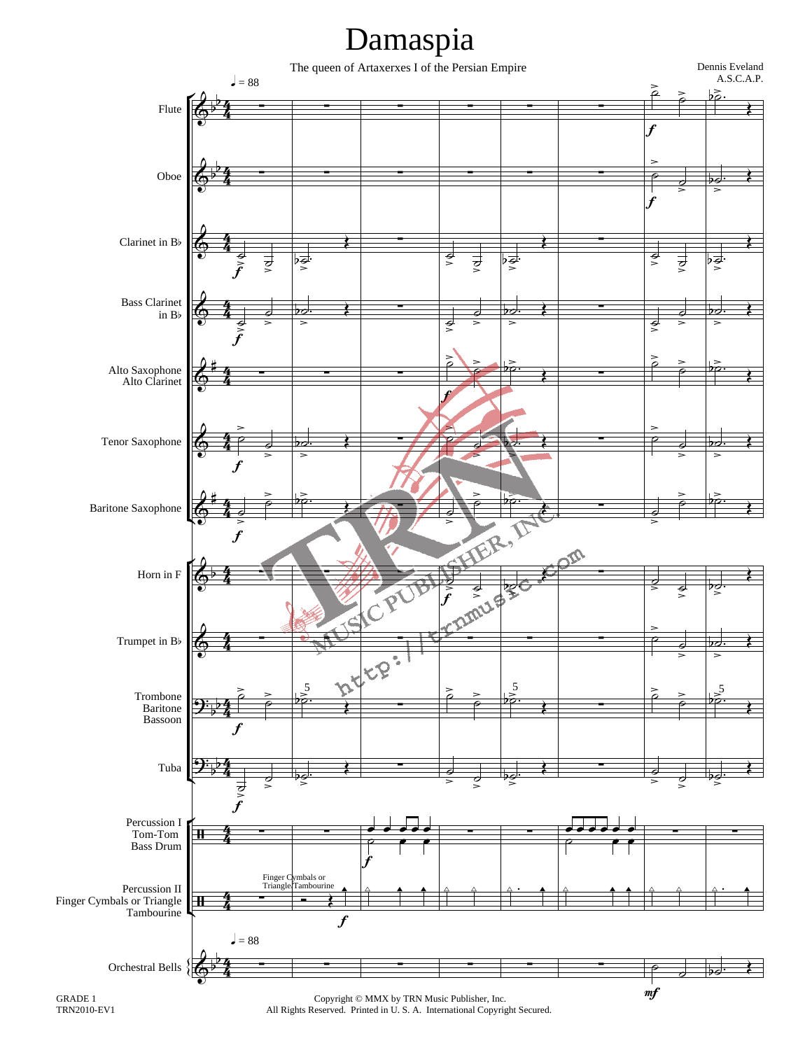# Damaspia

The queen of Artaxerxes I of the Persian Empire

Dennis Eveland
A.S.C.A.P.

♩ = 88

Flute

Oboe

Clarinet in B♭

Bass Clarinet in B♭

Alto Saxophone
Alto Clarinet

Tenor Saxophone

Baritone Saxophone

Horn in F

Trumpet in B♭

Trombone
Baritone
Bassoon

Tuba

Percussion I
Tom-Tom
Bass Drum

Percussion II
Finger Cymbals or Triangle
Tambourine

Finger Cymbals or Triangle Tambourine

♩ = 88

Orchestral Bells

GRADE 1
TRN2010-EV1

Copyright © MMX by TRN Music Publisher, Inc.
All Rights Reserved. Printed in U. S. A. International Copyright Secured.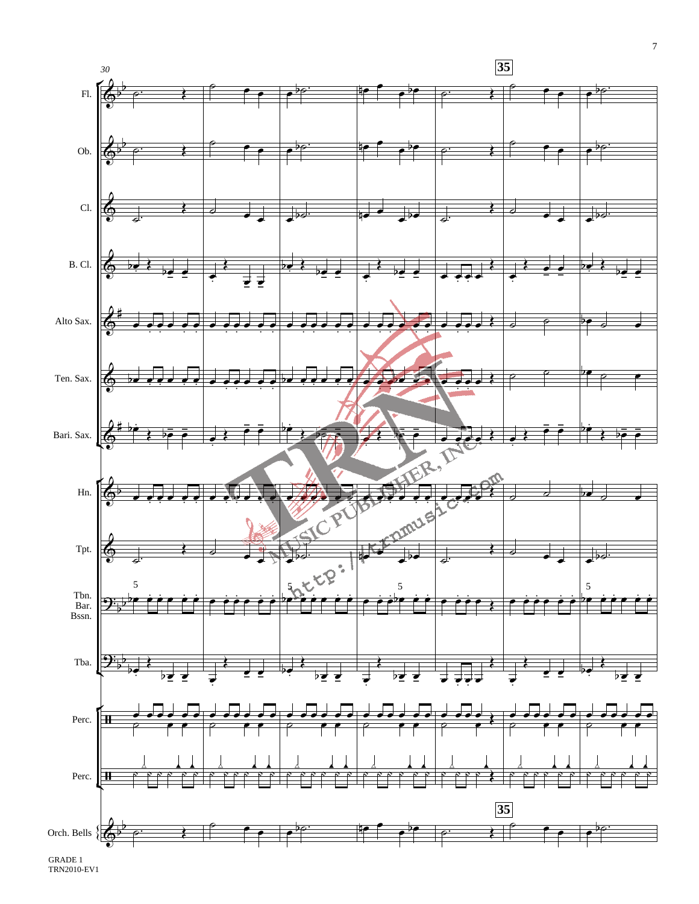GRADE 1
TRN2010-EV1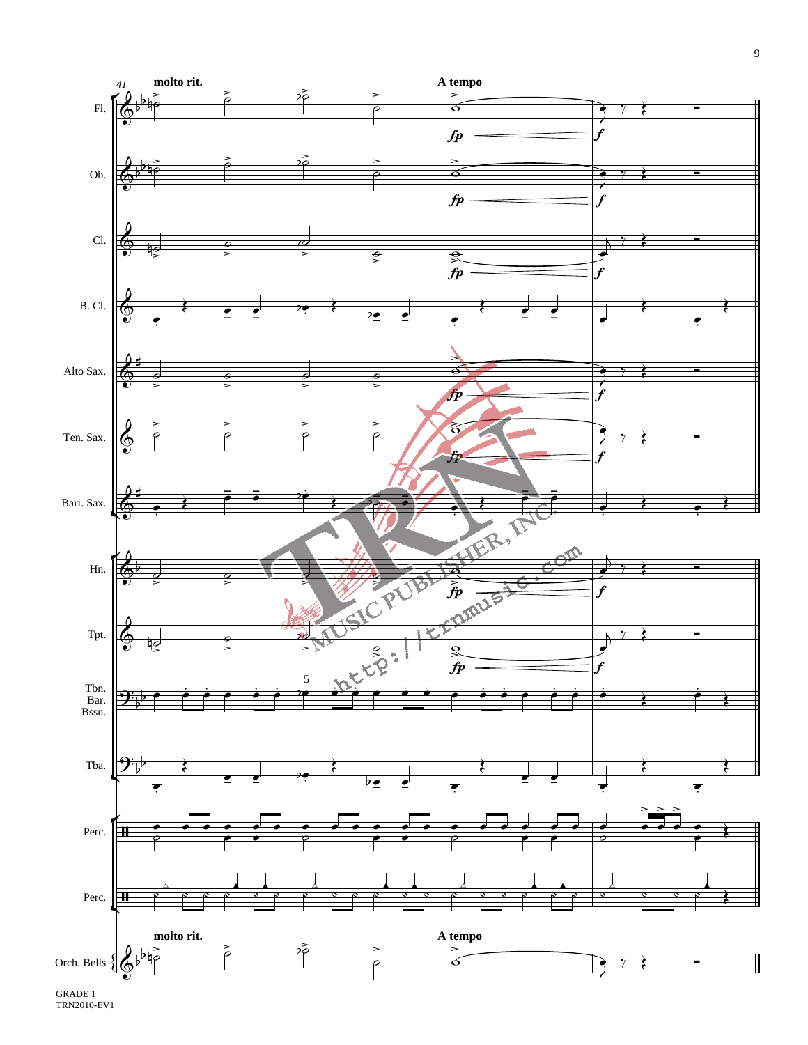41

**molto rit.**

**A tempo**

Fl.

Ob.

Cl.

B. Cl.

Alto Sax.

Ten. Sax.

Bari. Sax.

Hn.

Tpt.

Tbn.
Bar.
Bssn.

Tba.

Perc.

Perc.

**molto rit.**

**A tempo**

Orch. Bells

GRADE 1
TRN2010-EV1